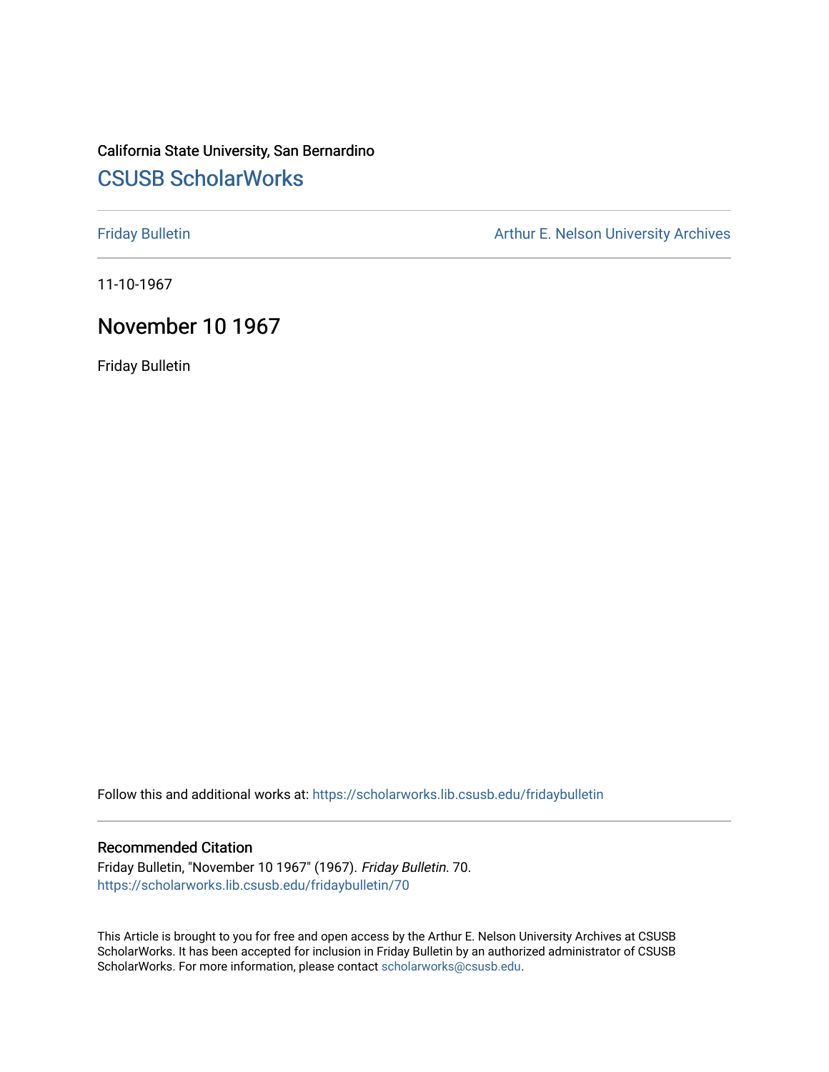California State University, San Bernardino

## CSUSB ScholarWorks

Friday Bulletin

Arthur E. Nelson University Archives

11-10-1967

# November 10 1967

Friday Bulletin

Follow this and additional works at: https://scholarworks.lib.csusb.edu/fridaybulletin

### Recommended Citation

Friday Bulletin, "November 10 1967" (1967). *Friday Bulletin*. 70.
https://scholarworks.lib.csusb.edu/fridaybulletin/70

This Article is brought to you for free and open access by the Arthur E. Nelson University Archives at CSUSB ScholarWorks. It has been accepted for inclusion in Friday Bulletin by an authorized administrator of CSUSB ScholarWorks. For more information, please contact scholarworks@csusb.edu.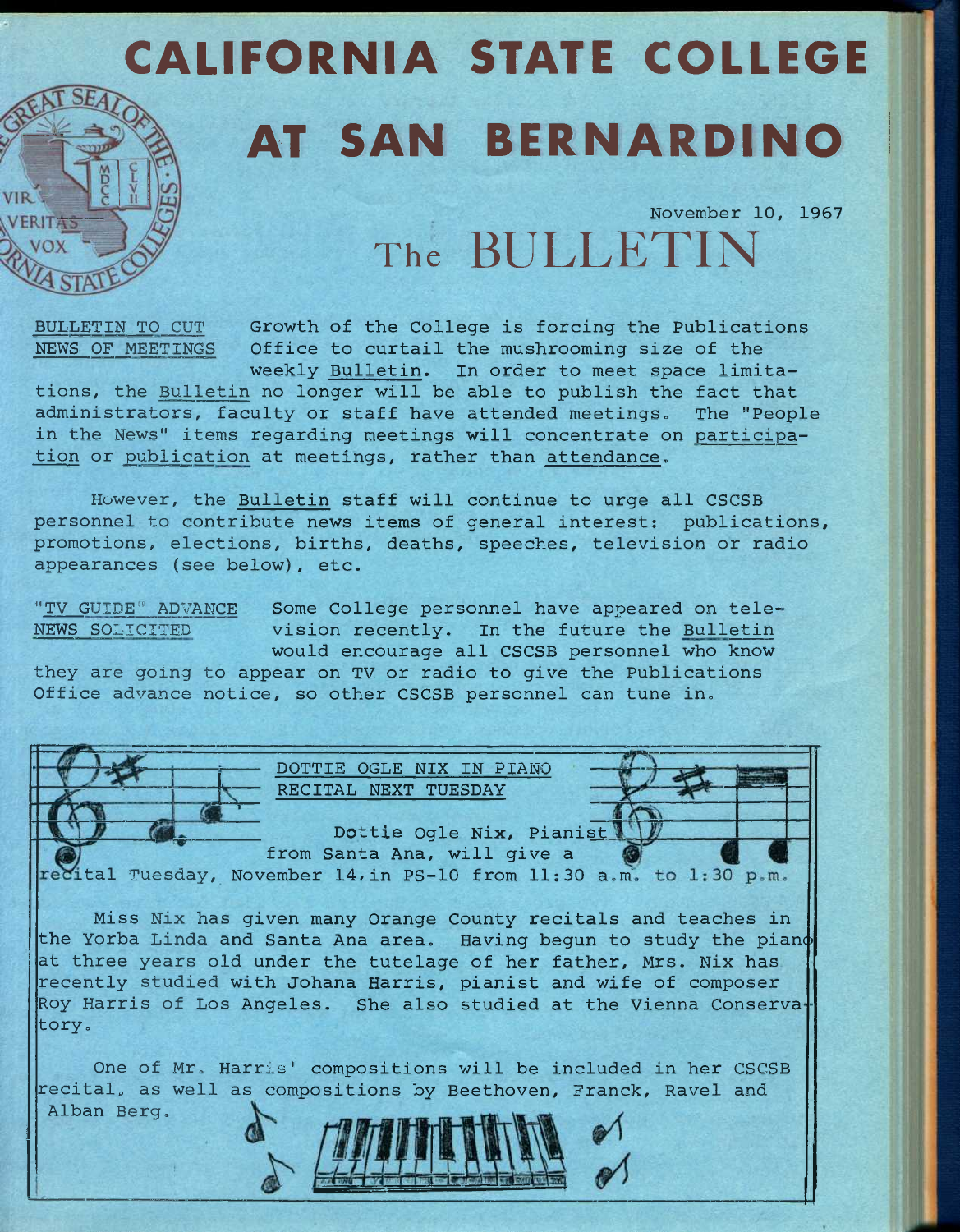# CALIFORNIA STATE COLLEGE

# AT SAN BERNARDINO

November 10, 1967

## The BULLETIN

**BULLETIN TO CUT NEWS OF MEETINGS**

Growth of the College is forcing the Publications Office to curtail the mushrooming size of the weekly Bulletin. In order to meet space limitations, the Bulletin no longer will be able to publish the fact that administrators, faculty or staff have attended meetings. The "People in the News" items regarding meetings will concentrate on participation or publication at meetings, rather than attendance.

However, the Bulletin staff will continue to urge all CSCSB personnel to contribute news items of general interest: publications, promotions, elections, births, deaths, speeches, television or radio appearances (see below), etc.

**"TV GUIDE" ADVANCE NEWS SOLICITED**

Some College personnel have appeared on television recently. In the future the Bulletin would encourage all CSCSB personnel who know they are going to appear on TV or radio to give the Publications Office advance notice, so other CSCSB personnel can tune in.

**DOTTIE OGLE NIX IN PIANO RECITAL NEXT TUESDAY**

Dottie Ogle Nix, Pianist from Santa Ana, will give a recital Tuesday, November 14, in PS-10 from 11:30 a.m. to 1:30 p.m.

Miss Nix has given many Orange County recitals and teaches in the Yorba Linda and Santa Ana area. Having begun to study the piano at three years old under the tutelage of her father, Mrs. Nix has recently studied with Johana Harris, pianist and wife of composer Roy Harris of Los Angeles. She also studied at the Vienna Conservatory.

One of Mr. Harris' compositions will be included in her CSCSB recital, as well as compositions by Beethoven, Franck, Ravel and Alban Berg.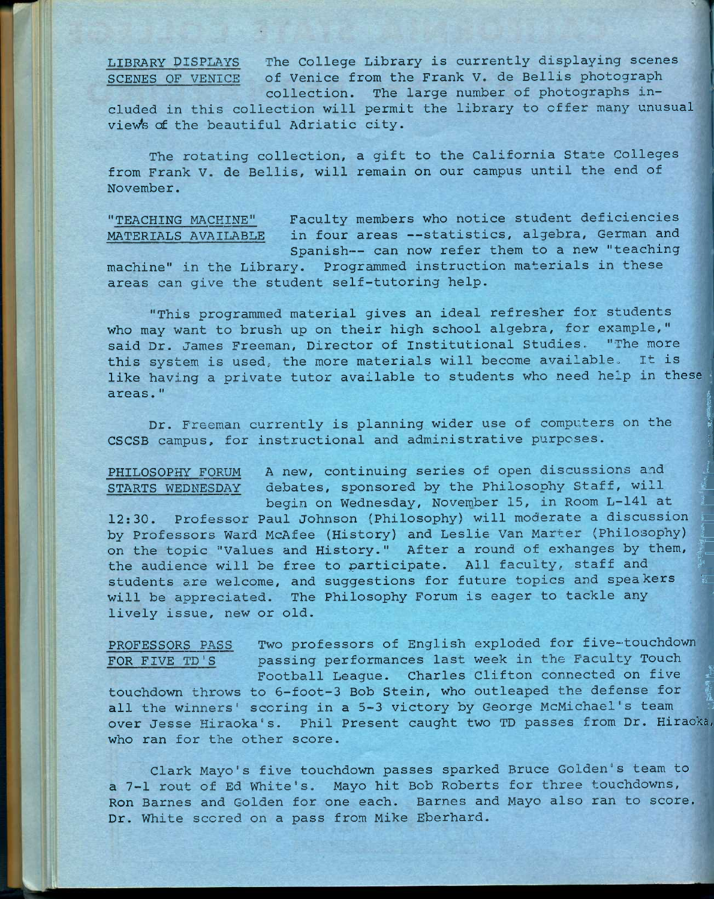**LIBRARY DISPLAYS SCENES OF VENICE** The College Library is currently displaying scenes of Venice from the Frank V. de Bellis photograph collection. The large number of photographs included in this collection will permit the library to offer many unusual views of the beautiful Adriatic city.

The rotating collection, a gift to the California State Colleges from Frank V. de Bellis, will remain on our campus until the end of November.

**"TEACHING MACHINE" MATERIALS AVAILABLE** Faculty members who notice student deficiencies in four areas --statistics, algebra, German and Spanish-- can now refer them to a new "teaching machine" in the Library. Programmed instruction materials in these areas can give the student self-tutoring help.

"This programmed material gives an ideal refresher for students who may want to brush up on their high school algebra, for example," said Dr. James Freeman, Director of Institutional Studies. "The more this system is used, the more materials will become available. It is like having a private tutor available to students who need help in these areas."

Dr. Freeman currently is planning wider use of computers on the CSCSB campus, for instructional and administrative purposes.

**PHILOSOPHY FORUM STARTS WEDNESDAY** A new, continuing series of open discussions and debates, sponsored by the Philosophy Staff, will begin on Wednesday, November 15, in Room L-141 at 12:30. Professor Paul Johnson (Philosophy) will moderate a discussion by Professors Ward McAfee (History) and Leslie Van Marter (Philosophy) on the topic "Values and History." After a round of exhanges by them, the audience will be free to participate. All faculty, staff and students are welcome, and suggestions for future topics and speakers will be appreciated. The Philosophy Forum is eager to tackle any lively issue, new or old.

**PROFESSORS PASS FOR FIVE TD'S** Two professors of English exploded for five-touchdown passing performances last week in the Faculty Touch Football League. Charles Clifton connected on five touchdown throws to 6-foot-3 Bob Stein, who outleaped the defense for all the winners' scoring in a 5-3 victory by George McMichael's team over Jesse Hiraoka's. Phil Present caught two TD passes from Dr. Hiraoka, who ran for the other score.

Clark Mayo's five touchdown passes sparked Bruce Golden's team to a 7-1 rout of Ed White's. Mayo hit Bob Roberts for three touchdowns, Ron Barnes and Golden for one each. Barnes and Mayo also ran to score. Dr. White scored on a pass from Mike Eberhard.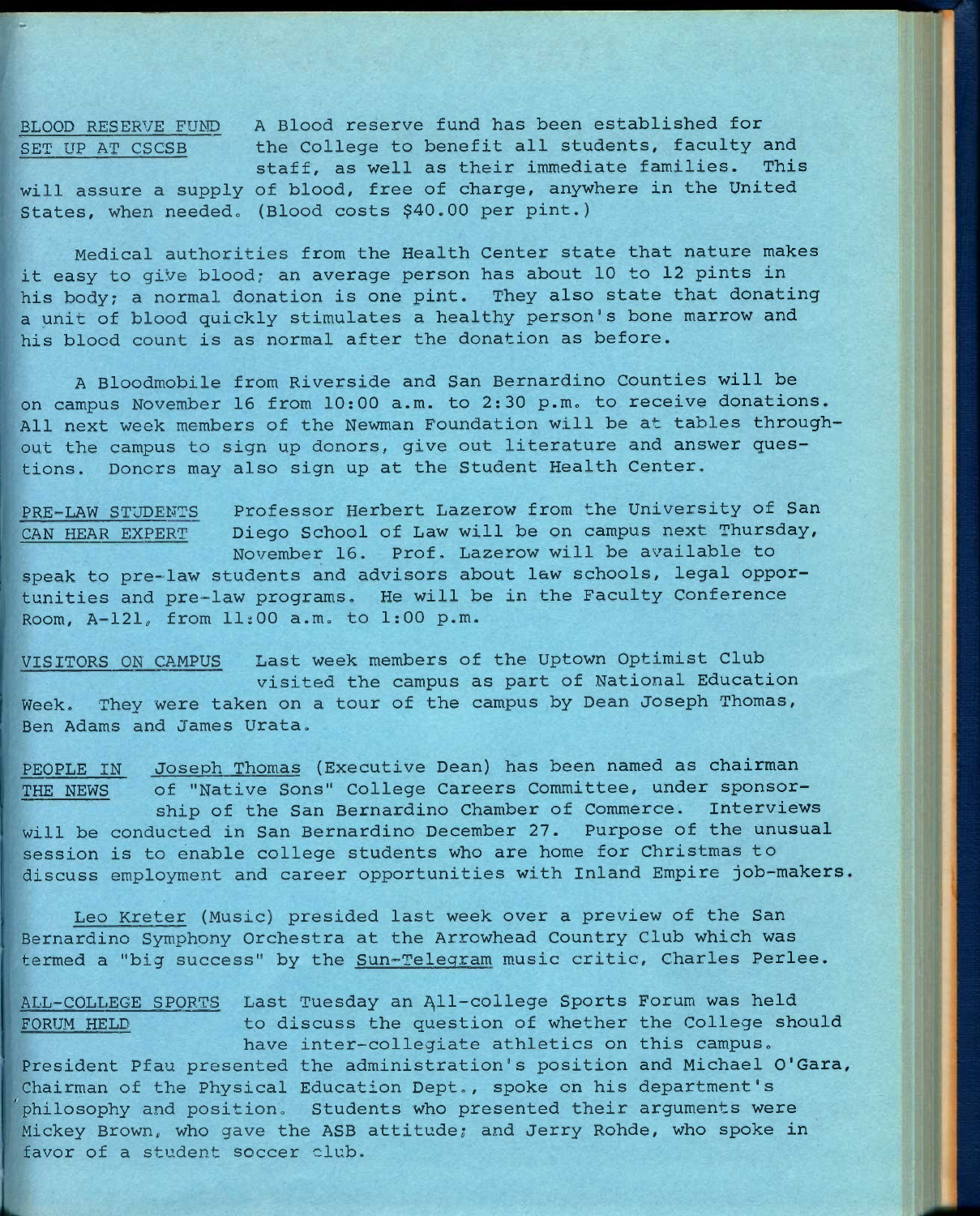**BLOOD RESERVE FUND SET UP AT CSCSB** A Blood reserve fund has been established for the College to benefit all students, faculty and staff, as well as their immediate families. This will assure a supply of blood, free of charge, anywhere in the United States, when needed. (Blood costs $40.00 per pint.)

Medical authorities from the Health Center state that nature makes it easy to give blood; an average person has about 10 to 12 pints in his body; a normal donation is one pint. They also state that donating a unit of blood quickly stimulates a healthy person's bone marrow and his blood count is as normal after the donation as before.

A Bloodmobile from Riverside and San Bernardino Counties will be on campus November 16 from 10:00 a.m. to 2:30 p.m. to receive donations. All next week members of the Newman Foundation will be at tables throughout the campus to sign up donors, give out literature and answer questions. Donors may also sign up at the Student Health Center.

**PRE-LAW STUDENTS CAN HEAR EXPERT** Professor Herbert Lazerow from the University of San Diego School of Law will be on campus next Thursday, November 16. Prof. Lazerow will be available to speak to pre-law students and advisors about law schools, legal opportunities and pre-law programs. He will be in the Faculty Conference Room, A-121, from 11:00 a.m. to 1:00 p.m.

**VISITORS ON CAMPUS** Last week members of the Uptown Optimist Club visited the campus as part of National Education Week. They were taken on a tour of the campus by Dean Joseph Thomas, Ben Adams and James Urata.

**PEOPLE IN THE NEWS** Joseph Thomas (Executive Dean) has been named as chairman of "Native Sons" College Careers Committee, under sponsorship of the San Bernardino Chamber of Commerce. Interviews will be conducted in San Bernardino December 27. Purpose of the unusual session is to enable college students who are home for Christmas to discuss employment and career opportunities with Inland Empire job-makers.

Leo Kreter (Music) presided last week over a preview of the San Bernardino Symphony Orchestra at the Arrowhead Country Club which was termed a "big success" by the Sun-Telegram music critic, Charles Perlee.

**ALL-COLLEGE SPORTS FORUM HELD** Last Tuesday an All-college Sports Forum was held to discuss the question of whether the College should have inter-collegiate athletics on this campus. President Pfau presented the administration's position and Michael O'Gara, Chairman of the Physical Education Dept., spoke on his department's philosophy and position. Students who presented their arguments were Mickey Brown, who gave the ASB attitude; and Jerry Rohde, who spoke in favor of a student soccer club.